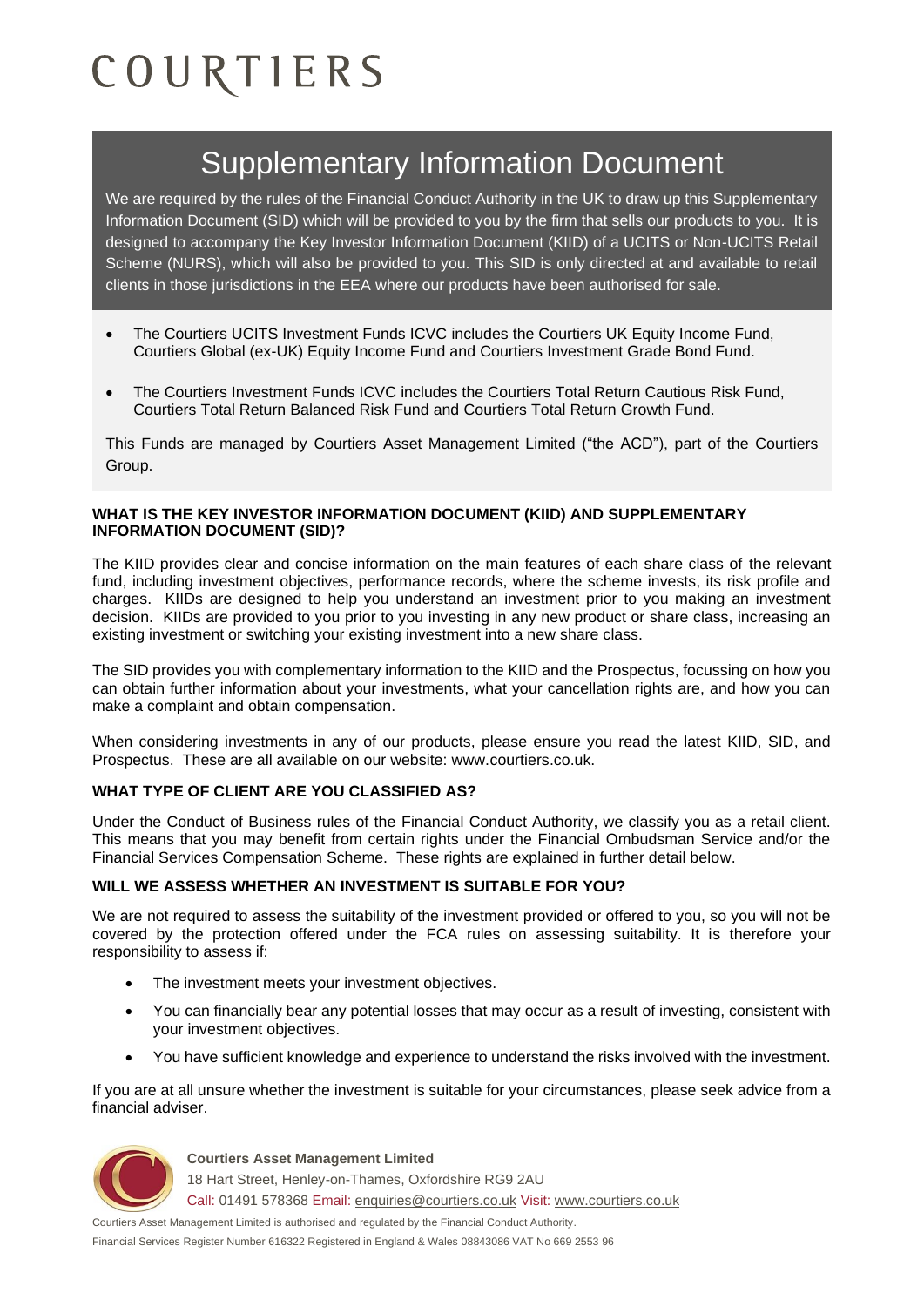# COURTIERS

## Supplementary Information Document

We are required by the rules of the Financial Conduct Authority in the UK to draw up this Supplementary Information Document (SID) which will be provided to you by the firm that sells our products to you. It is designed to accompany the Key Investor Information Document (KIID) of a UCITS or Non-UCITS Retail Scheme (NURS), which will also be provided to you. This SID is only directed at and available to retail clients in those jurisdictions in the EEA where our products have been authorised for sale.

- The Courtiers UCITS Investment Funds ICVC includes the Courtiers UK Equity Income Fund, Courtiers Global (ex-UK) Equity Income Fund and Courtiers Investment Grade Bond Fund.
- The Courtiers Investment Funds ICVC includes the Courtiers Total Return Cautious Risk Fund, Courtiers Total Return Balanced Risk Fund and Courtiers Total Return Growth Fund.

This Funds are managed by Courtiers Asset Management Limited ("the ACD"), part of the Courtiers Group.

**WHAT IS THE KEY INVESTOR INFORMATION DOCUMENT (KIID) AND SUPPLEMENTARY INFORMATION DOCUMENT (SID)?**

The KIID provides clear and concise information on the main features of each share class of the relevant fund, including investment objectives, performance records, where the scheme invests, its risk profile and charges. KIIDs are designed to help you understand an investment prior to you making an investment decision. KIIDs are provided to you prior to you investing in any new product or share class, increasing an existing investment or switching your existing investment into a new share class.

The SID provides you with complementary information to the KIID and the Prospectus, focussing on how you can obtain further information about your investments, what your cancellation rights are, and how you can make a complaint and obtain compensation.

When considering investments in any of our products, please ensure you read the latest KIID, SID, and Prospectus. These are all available on our website: www.courtiers.co.uk.

**WHAT TYPE OF CLIENT ARE YOU CLASSIFIED AS?**

Under the Conduct of Business rules of the Financial Conduct Authority, we classify you as a retail client. This means that you may benefit from certain rights under the Financial Ombudsman Service and/or the Financial Services Compensation Scheme. These rights are explained in further detail below.

**WILL WE ASSESS WHETHER AN INVESTMENT IS SUITABLE FOR YOU?**

We are not required to assess the suitability of the investment provided or offered to you, so you will not be covered by the protection offered under the FCA rules on assessing suitability. It is therefore your responsibility to assess if:

- The investment meets your investment objectives.
- You can financially bear any potential losses that may occur as a result of investing, consistent with your investment objectives.
- You have sufficient knowledge and experience to understand the risks involved with the investment.

If you are at all unsure whether the investment is suitable for your circumstances, please seek advice from a financial adviser.

**Courtiers Asset Management Limited**
18 Hart Street, Henley-on-Thames, Oxfordshire RG9 2AU
Call: 01491 578368 Email: enquiries@courtiers.co.uk Visit: www.courtiers.co.uk

Courtiers Asset Management Limited is authorised and regulated by the Financial Conduct Authority.
Financial Services Register Number 616322 Registered in England & Wales 08843086 VAT No 669 2553 96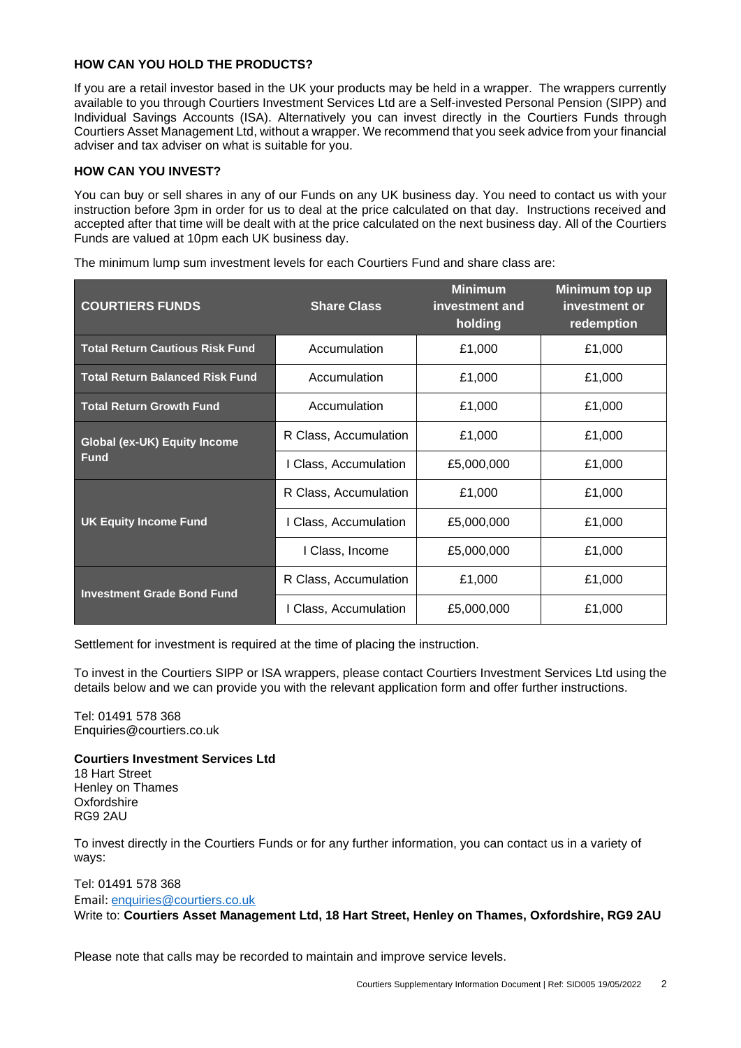## HOW CAN YOU HOLD THE PRODUCTS?

If you are a retail investor based in the UK your products may be held in a wrapper. The wrappers currently available to you through Courtiers Investment Services Ltd are a Self-invested Personal Pension (SIPP) and Individual Savings Accounts (ISA). Alternatively you can invest directly in the Courtiers Funds through Courtiers Asset Management Ltd, without a wrapper. We recommend that you seek advice from your financial adviser and tax adviser on what is suitable for you.

## HOW CAN YOU INVEST?

You can buy or sell shares in any of our Funds on any UK business day. You need to contact us with your instruction before 3pm in order for us to deal at the price calculated on that day. Instructions received and accepted after that time will be dealt with at the price calculated on the next business day. All of the Courtiers Funds are valued at 10pm each UK business day.

The minimum lump sum investment levels for each Courtiers Fund and share class are:

| COURTIERS FUNDS | Share Class | Minimum investment and holding | Minimum top up investment or redemption |
|---|---|---|---|
| **Total Return Cautious Risk Fund** | Accumulation | £1,000 | £1,000 |
| **Total Return Balanced Risk Fund** | Accumulation | £1,000 | £1,000 |
| **Total Return Growth Fund** | Accumulation | £1,000 | £1,000 |
| **Global (ex-UK) Equity Income Fund** | R Class, Accumulation | £1,000 | £1,000 |
| | I Class, Accumulation | £5,000,000 | £1,000 |
| **UK Equity Income Fund** | R Class, Accumulation | £1,000 | £1,000 |
| | I Class, Accumulation | £5,000,000 | £1,000 |
| | I Class, Income | £5,000,000 | £1,000 |
| **Investment Grade Bond Fund** | R Class, Accumulation | £1,000 | £1,000 |
| | I Class, Accumulation | £5,000,000 | £1,000 |

Settlement for investment is required at the time of placing the instruction.

To invest in the Courtiers SIPP or ISA wrappers, please contact Courtiers Investment Services Ltd using the details below and we can provide you with the relevant application form and offer further instructions.

Tel: 01491 578 368
Enquiries@courtiers.co.uk

**Courtiers Investment Services Ltd**
18 Hart Street
Henley on Thames
Oxfordshire
RG9 2AU

To invest directly in the Courtiers Funds or for any further information, you can contact us in a variety of ways:

Tel: 01491 578 368
Email: enquiries@courtiers.co.uk
Write to: **Courtiers Asset Management Ltd, 18 Hart Street, Henley on Thames, Oxfordshire, RG9 2AU**

Please note that calls may be recorded to maintain and improve service levels.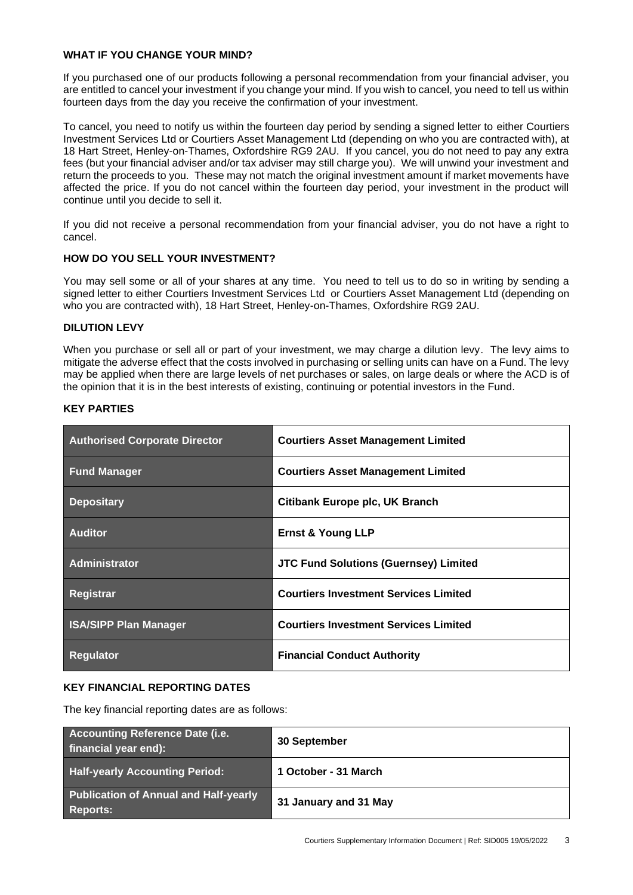## WHAT IF YOU CHANGE YOUR MIND?

If you purchased one of our products following a personal recommendation from your financial adviser, you are entitled to cancel your investment if you change your mind. If you wish to cancel, you need to tell us within fourteen days from the day you receive the confirmation of your investment.

To cancel, you need to notify us within the fourteen day period by sending a signed letter to either Courtiers Investment Services Ltd or Courtiers Asset Management Ltd (depending on who you are contracted with), at 18 Hart Street, Henley-on-Thames, Oxfordshire RG9 2AU. If you cancel, you do not need to pay any extra fees (but your financial adviser and/or tax adviser may still charge you). We will unwind your investment and return the proceeds to you. These may not match the original investment amount if market movements have affected the price. If you do not cancel within the fourteen day period, your investment in the product will continue until you decide to sell it.

If you did not receive a personal recommendation from your financial adviser, you do not have a right to cancel.

## HOW DO YOU SELL YOUR INVESTMENT?

You may sell some or all of your shares at any time. You need to tell us to do so in writing by sending a signed letter to either Courtiers Investment Services Ltd or Courtiers Asset Management Ltd (depending on who you are contracted with), 18 Hart Street, Henley-on-Thames, Oxfordshire RG9 2AU.

## DILUTION LEVY

When you purchase or sell all or part of your investment, we may charge a dilution levy. The levy aims to mitigate the adverse effect that the costs involved in purchasing or selling units can have on a Fund. The levy may be applied when there are large levels of net purchases or sales, on large deals or where the ACD is of the opinion that it is in the best interests of existing, continuing or potential investors in the Fund.

## KEY PARTIES

| | |
|---|---|
| Authorised Corporate Director | **Courtiers Asset Management Limited** |
| Fund Manager | **Courtiers Asset Management Limited** |
| Depositary | **Citibank Europe plc, UK Branch** |
| Auditor | **Ernst & Young LLP** |
| Administrator | **JTC Fund Solutions (Guernsey) Limited** |
| Registrar | **Courtiers Investment Services Limited** |
| ISA/SIPP Plan Manager | **Courtiers Investment Services Limited** |
| Regulator | **Financial Conduct Authority** |

## KEY FINANCIAL REPORTING DATES

The key financial reporting dates are as follows:

| | |
|---|---|
| Accounting Reference Date (i.e. financial year end): | **30 September** |
| Half-yearly Accounting Period: | **1 October - 31 March** |
| Publication of Annual and Half-yearly Reports: | **31 January and 31 May** |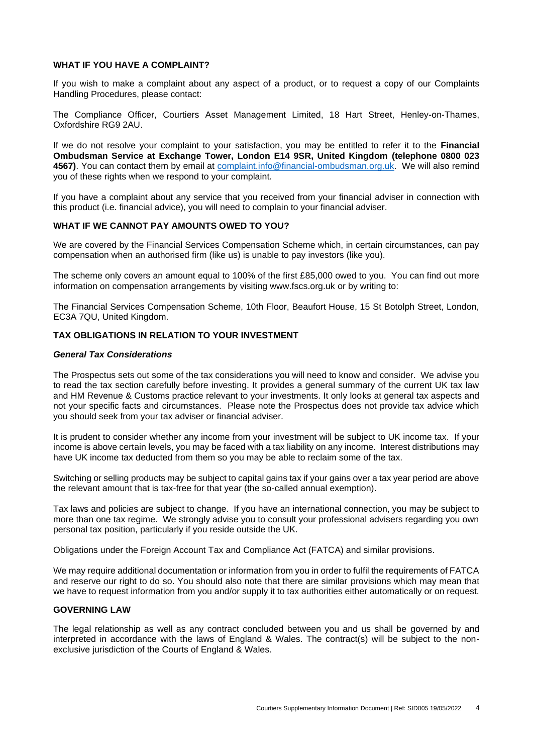## WHAT IF YOU HAVE A COMPLAINT?

If you wish to make a complaint about any aspect of a product, or to request a copy of our Complaints Handling Procedures, please contact:

The Compliance Officer, Courtiers Asset Management Limited, 18 Hart Street, Henley-on-Thames, Oxfordshire RG9 2AU.

If we do not resolve your complaint to your satisfaction, you may be entitled to refer it to the **Financial Ombudsman Service at Exchange Tower, London E14 9SR, United Kingdom (telephone 0800 023 4567)**. You can contact them by email at complaint.info@financial-ombudsman.org.uk. We will also remind you of these rights when we respond to your complaint.

If you have a complaint about any service that you received from your financial adviser in connection with this product (i.e. financial advice), you will need to complain to your financial adviser.

## WHAT IF WE CANNOT PAY AMOUNTS OWED TO YOU?

We are covered by the Financial Services Compensation Scheme which, in certain circumstances, can pay compensation when an authorised firm (like us) is unable to pay investors (like you).

The scheme only covers an amount equal to 100% of the first £85,000 owed to you. You can find out more information on compensation arrangements by visiting www.fscs.org.uk or by writing to:

The Financial Services Compensation Scheme, 10th Floor, Beaufort House, 15 St Botolph Street, London, EC3A 7QU, United Kingdom.

## TAX OBLIGATIONS IN RELATION TO YOUR INVESTMENT

### *General Tax Considerations*

The Prospectus sets out some of the tax considerations you will need to know and consider. We advise you to read the tax section carefully before investing. It provides a general summary of the current UK tax law and HM Revenue & Customs practice relevant to your investments. It only looks at general tax aspects and not your specific facts and circumstances. Please note the Prospectus does not provide tax advice which you should seek from your tax adviser or financial adviser.

It is prudent to consider whether any income from your investment will be subject to UK income tax. If your income is above certain levels, you may be faced with a tax liability on any income. Interest distributions may have UK income tax deducted from them so you may be able to reclaim some of the tax.

Switching or selling products may be subject to capital gains tax if your gains over a tax year period are above the relevant amount that is tax-free for that year (the so-called annual exemption).

Tax laws and policies are subject to change. If you have an international connection, you may be subject to more than one tax regime. We strongly advise you to consult your professional advisers regarding you own personal tax position, particularly if you reside outside the UK.

Obligations under the Foreign Account Tax and Compliance Act (FATCA) and similar provisions.

We may require additional documentation or information from you in order to fulfil the requirements of FATCA and reserve our right to do so. You should also note that there are similar provisions which may mean that we have to request information from you and/or supply it to tax authorities either automatically or on request.

## GOVERNING LAW

The legal relationship as well as any contract concluded between you and us shall be governed by and interpreted in accordance with the laws of England & Wales. The contract(s) will be subject to the non-exclusive jurisdiction of the Courts of England & Wales.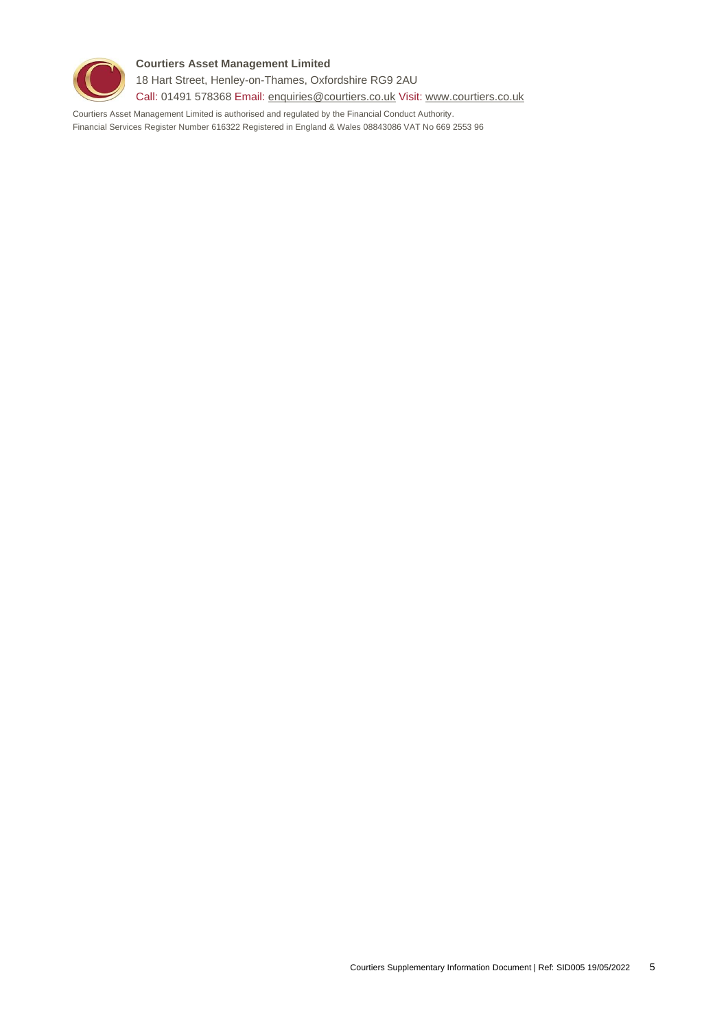**Courtiers Asset Management Limited**

18 Hart Street, Henley-on-Thames, Oxfordshire RG9 2AU

Call: 01491 578368 Email: enquiries@courtiers.co.uk Visit: www.courtiers.co.uk

Courtiers Asset Management Limited is authorised and regulated by the Financial Conduct Authority.
Financial Services Register Number 616322 Registered in England & Wales 08843086 VAT No 669 2553 96